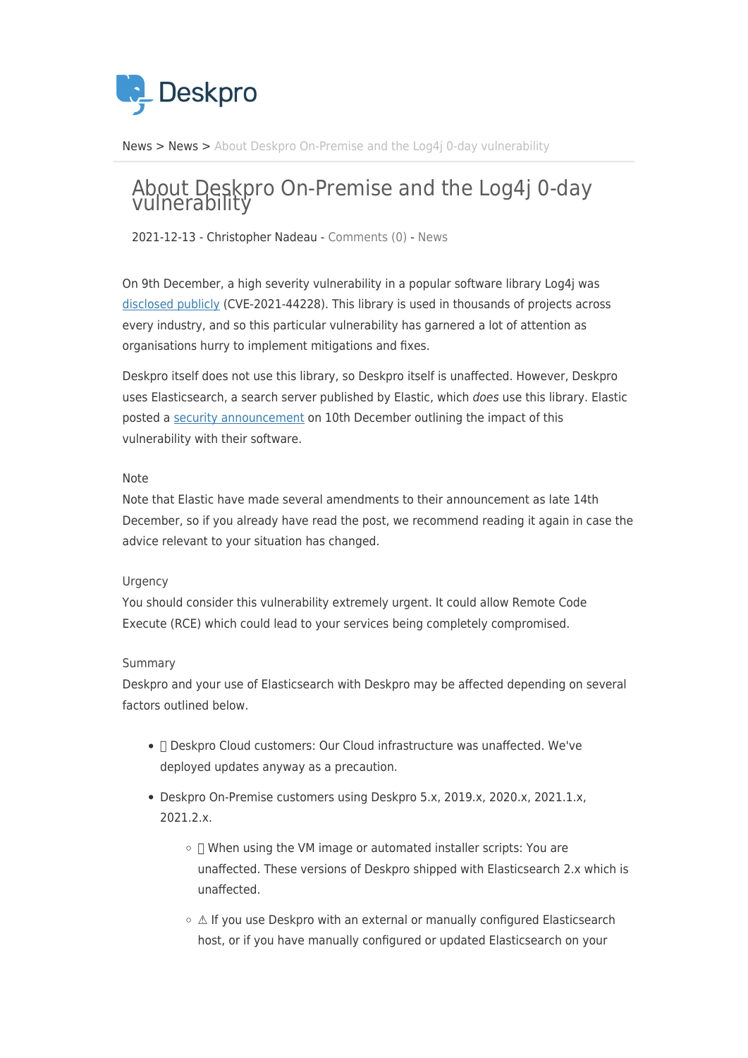News > News > About Deskpro On-Premise and the Log4j 0-day vulnerability

# About Deskpro On-Premise and the Log4j 0-day vulnerability

2021-12-13 - Christopher Nadeau - Comments (0) - News

On 9th December, a high severity vulnerability in a popular software library Log4j was disclosed publicly (CVE-2021-44228). This library is used in thousands of projects across every industry, and so this particular vulnerability has garnered a lot of attention as organisations hurry to implement mitigations and fixes.

Deskpro itself does not use this library, so Deskpro itself is unaffected. However, Deskpro uses Elasticsearch, a search server published by Elastic, which *does* use this library. Elastic posted a security announcement on 10th December outlining the impact of this vulnerability with their software.

Note

Note that Elastic have made several amendments to their announcement as late 14th December, so if you already have read the post, we recommend reading it again in case the advice relevant to your situation has changed.

Urgency

You should consider this vulnerability extremely urgent. It could allow Remote Code Execute (RCE) which could lead to your services being completely compromised.

Summary

Deskpro and your use of Elasticsearch with Deskpro may be affected depending on several factors outlined below.

- Deskpro Cloud customers: Our Cloud infrastructure was unaffected. We've deployed updates anyway as a precaution.
- Deskpro On-Premise customers using Deskpro 5.x, 2019.x, 2020.x, 2021.1.x, 2021.2.x.
    - When using the VM image or automated installer scripts: You are unaffected. These versions of Deskpro shipped with Elasticsearch 2.x which is unaffected.
    - ⚠ If you use Deskpro with an external or manually configured Elasticsearch host, or if you have manually configured or updated Elasticsearch on your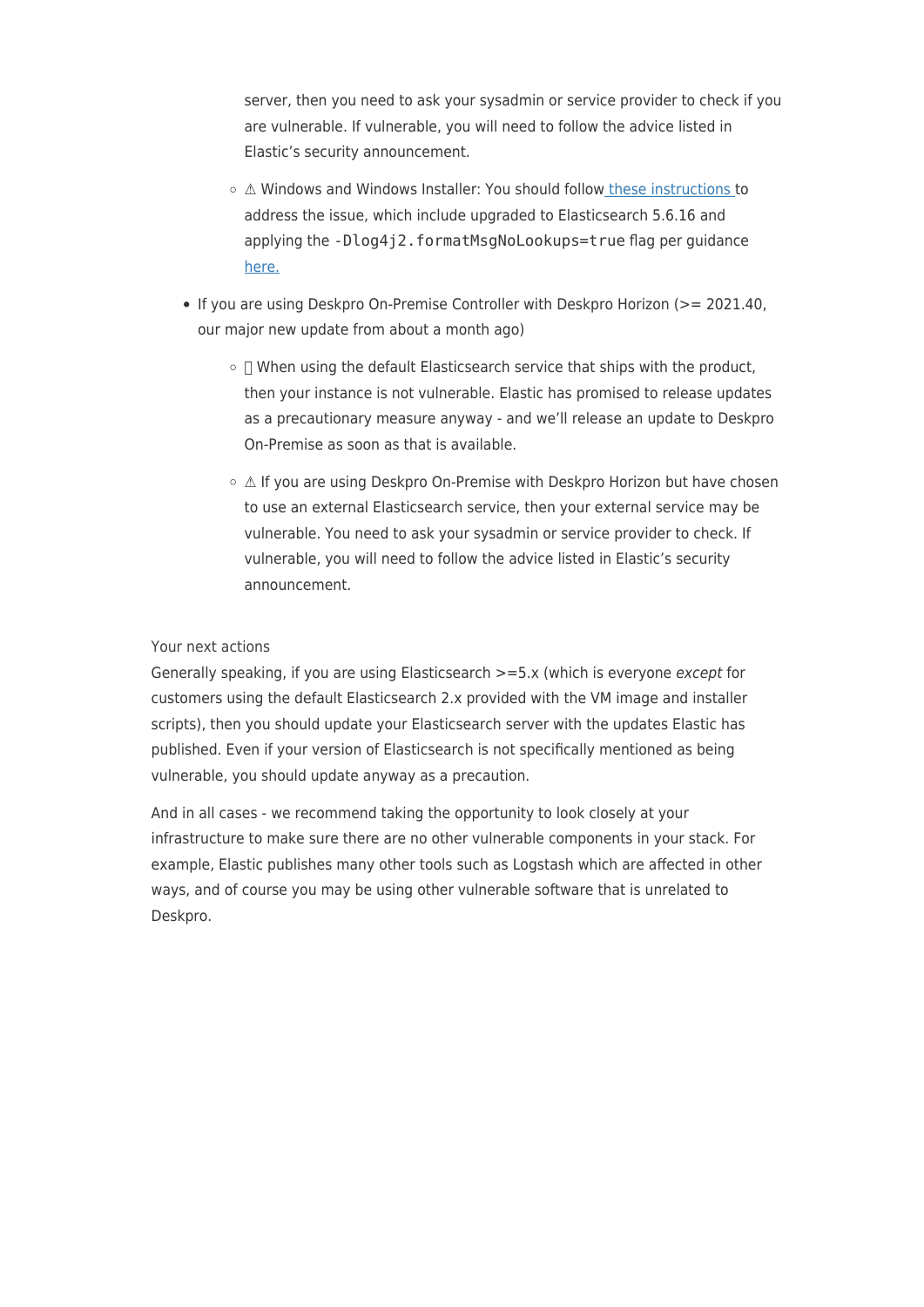server, then you need to ask your sysadmin or service provider to check if you are vulnerable. If vulnerable, you will need to follow the advice listed in Elastic's security announcement.

  - ⚠ Windows and Windows Installer: You should follow [these instructions](#) to address the issue, which include upgraded to Elasticsearch 5.6.16 and applying the `-Dlog4j2.formatMsgNoLookups=true` flag per guidance [here.](#)

- If you are using Deskpro On-Premise Controller with Deskpro Horizon (>= 2021.40, our major new update from about a month ago)
  - ✅ When using the default Elasticsearch service that ships with the product, then your instance is not vulnerable. Elastic has promised to release updates as a precautionary measure anyway - and we'll release an update to Deskpro On-Premise as soon as that is available.
  - ⚠ If you are using Deskpro On-Premise with Deskpro Horizon but have chosen to use an external Elasticsearch service, then your external service may be vulnerable. You need to ask your sysadmin or service provider to check. If vulnerable, you will need to follow the advice listed in Elastic's security announcement.

Your next actions

Generally speaking, if you are using Elasticsearch >=5.x (which is everyone *except* for customers using the default Elasticsearch 2.x provided with the VM image and installer scripts), then you should update your Elasticsearch server with the updates Elastic has published. Even if your version of Elasticsearch is not specifically mentioned as being vulnerable, you should update anyway as a precaution.

And in all cases - we recommend taking the opportunity to look closely at your infrastructure to make sure there are no other vulnerable components in your stack. For example, Elastic publishes many other tools such as Logstash which are affected in other ways, and of course you may be using other vulnerable software that is unrelated to Deskpro.